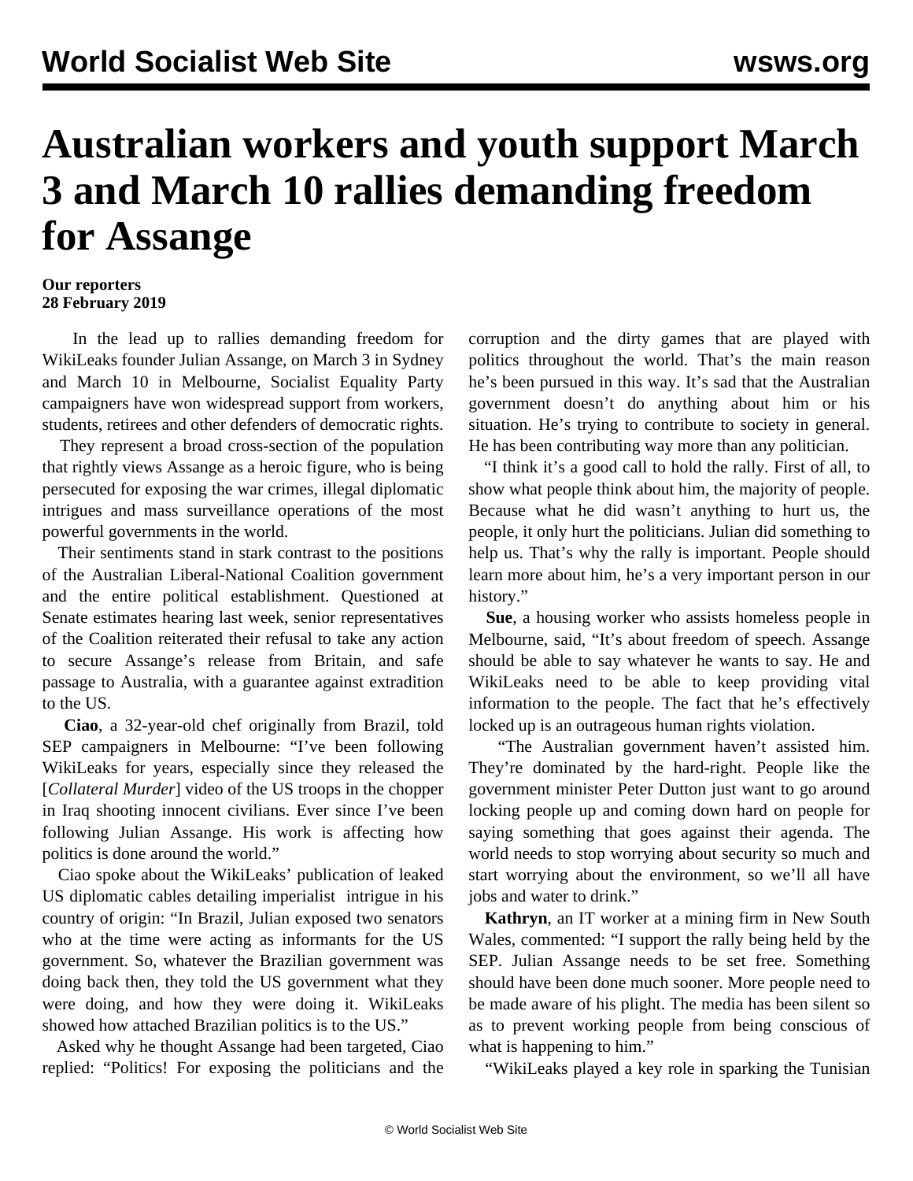# Australian workers and youth support March 3 and March 10 rallies demanding freedom for Assange

**Our reporters**
**28 February 2019**

In the lead up to rallies demanding freedom for WikiLeaks founder Julian Assange, on March 3 in Sydney and March 10 in Melbourne, Socialist Equality Party campaigners have won widespread support from workers, students, retirees and other defenders of democratic rights.

They represent a broad cross-section of the population that rightly views Assange as a heroic figure, who is being persecuted for exposing the war crimes, illegal diplomatic intrigues and mass surveillance operations of the most powerful governments in the world.

Their sentiments stand in stark contrast to the positions of the Australian Liberal-National Coalition government and the entire political establishment. Questioned at Senate estimates hearing last week, senior representatives of the Coalition reiterated their refusal to take any action to secure Assange's release from Britain, and safe passage to Australia, with a guarantee against extradition to the US.

**Ciao**, a 32-year-old chef originally from Brazil, told SEP campaigners in Melbourne: "I've been following WikiLeaks for years, especially since they released the [*Collateral Murder*] video of the US troops in the chopper in Iraq shooting innocent civilians. Ever since I've been following Julian Assange. His work is affecting how politics is done around the world."

Ciao spoke about the WikiLeaks' publication of leaked US diplomatic cables detailing imperialist intrigue in his country of origin: "In Brazil, Julian exposed two senators who at the time were acting as informants for the US government. So, whatever the Brazilian government was doing back then, they told the US government what they were doing, and how they were doing it. WikiLeaks showed how attached Brazilian politics is to the US."

Asked why he thought Assange had been targeted, Ciao replied: "Politics! For exposing the politicians and the corruption and the dirty games that are played with politics throughout the world. That's the main reason he's been pursued in this way. It's sad that the Australian government doesn't do anything about him or his situation. He's trying to contribute to society in general. He has been contributing way more than any politician.

"I think it's a good call to hold the rally. First of all, to show what people think about him, the majority of people. Because what he did wasn't anything to hurt us, the people, it only hurt the politicians. Julian did something to help us. That's why the rally is important. People should learn more about him, he's a very important person in our history."

**Sue**, a housing worker who assists homeless people in Melbourne, said, "It's about freedom of speech. Assange should be able to say whatever he wants to say. He and WikiLeaks need to be able to keep providing vital information to the people. The fact that he's effectively locked up is an outrageous human rights violation.

"The Australian government haven't assisted him. They're dominated by the hard-right. People like the government minister Peter Dutton just want to go around locking people up and coming down hard on people for saying something that goes against their agenda. The world needs to stop worrying about security so much and start worrying about the environment, so we'll all have jobs and water to drink."

**Kathryn**, an IT worker at a mining firm in New South Wales, commented: "I support the rally being held by the SEP. Julian Assange needs to be set free. Something should have been done much sooner. More people need to be made aware of his plight. The media has been silent so as to prevent working people from being conscious of what is happening to him."

"WikiLeaks played a key role in sparking the Tunisian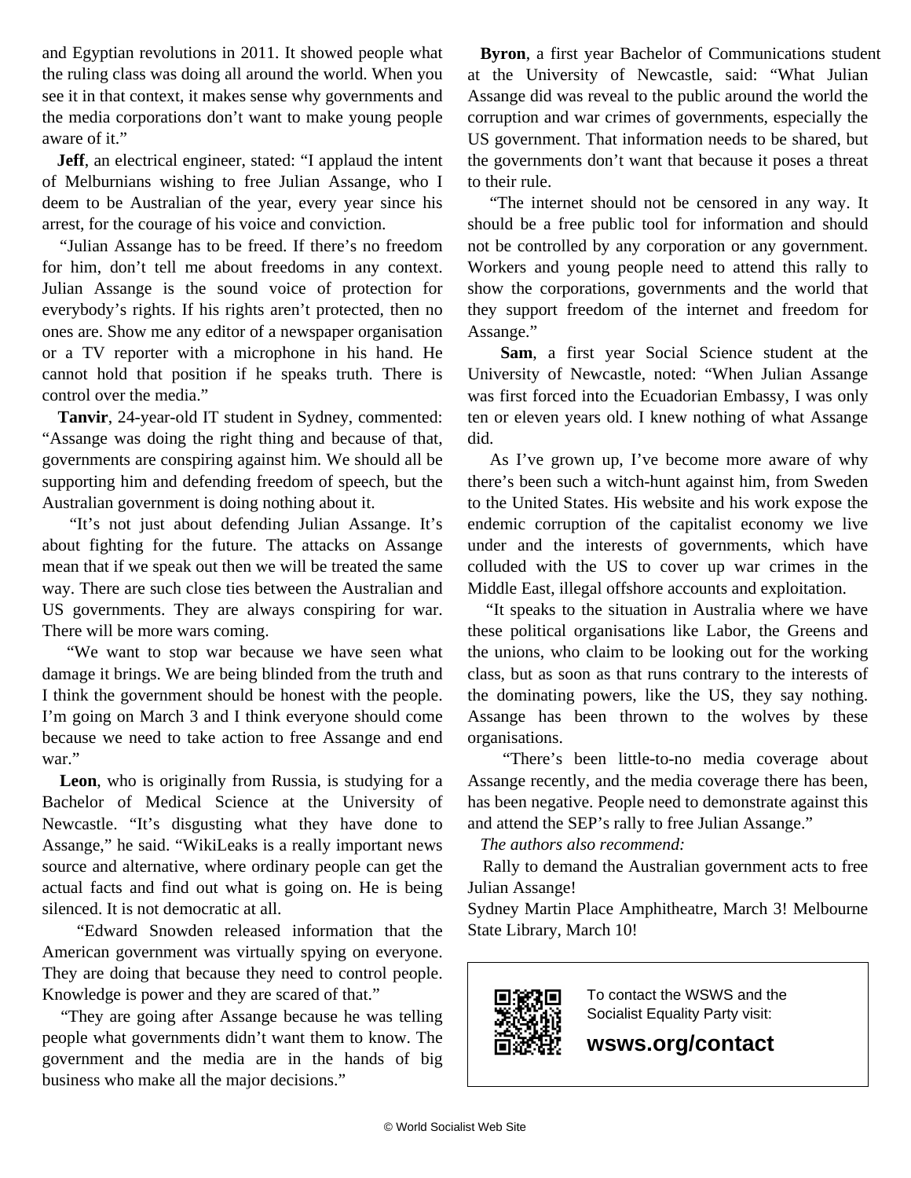and Egyptian revolutions in 2011. It showed people what the ruling class was doing all around the world. When you see it in that context, it makes sense why governments and the media corporations don't want to make young people aware of it."

**Jeff**, an electrical engineer, stated: "I applaud the intent of Melburnians wishing to free Julian Assange, who I deem to be Australian of the year, every year since his arrest, for the courage of his voice and conviction.

"Julian Assange has to be freed. If there's no freedom for him, don't tell me about freedoms in any context. Julian Assange is the sound voice of protection for everybody's rights. If his rights aren't protected, then no ones are. Show me any editor of a newspaper organisation or a TV reporter with a microphone in his hand. He cannot hold that position if he speaks truth. There is control over the media."

**Tanvir**, 24-year-old IT student in Sydney, commented: "Assange was doing the right thing and because of that, governments are conspiring against him. We should all be supporting him and defending freedom of speech, but the Australian government is doing nothing about it.

"It's not just about defending Julian Assange. It's about fighting for the future. The attacks on Assange mean that if we speak out then we will be treated the same way. There are such close ties between the Australian and US governments. They are always conspiring for war. There will be more wars coming.

"We want to stop war because we have seen what damage it brings. We are being blinded from the truth and I think the government should be honest with the people. I'm going on March 3 and I think everyone should come because we need to take action to free Assange and end war."

**Leon**, who is originally from Russia, is studying for a Bachelor of Medical Science at the University of Newcastle. "It's disgusting what they have done to Assange," he said. "WikiLeaks is a really important news source and alternative, where ordinary people can get the actual facts and find out what is going on. He is being silenced. It is not democratic at all.

"Edward Snowden released information that the American government was virtually spying on everyone. They are doing that because they need to control people. Knowledge is power and they are scared of that."

"They are going after Assange because he was telling people what governments didn't want them to know. The government and the media are in the hands of big business who make all the major decisions."

**Byron**, a first year Bachelor of Communications student at the University of Newcastle, said: "What Julian Assange did was reveal to the public around the world the corruption and war crimes of governments, especially the US government. That information needs to be shared, but the governments don't want that because it poses a threat to their rule.

"The internet should not be censored in any way. It should be a free public tool for information and should not be controlled by any corporation or any government. Workers and young people need to attend this rally to show the corporations, governments and the world that they support freedom of the internet and freedom for Assange."

**Sam**, a first year Social Science student at the University of Newcastle, noted: "When Julian Assange was first forced into the Ecuadorian Embassy, I was only ten or eleven years old. I knew nothing of what Assange did.

As I've grown up, I've become more aware of why there's been such a witch-hunt against him, from Sweden to the United States. His website and his work expose the endemic corruption of the capitalist economy we live under and the interests of governments, which have colluded with the US to cover up war crimes in the Middle East, illegal offshore accounts and exploitation.

"It speaks to the situation in Australia where we have these political organisations like Labor, the Greens and the unions, who claim to be looking out for the working class, but as soon as that runs contrary to the interests of the dominating powers, like the US, they say nothing. Assange has been thrown to the wolves by these organisations.

"There's been little-to-no media coverage about Assange recently, and the media coverage there has been, has been negative. People need to demonstrate against this and attend the SEP's rally to free Julian Assange."

*The authors also recommend:*

Rally to demand the Australian government acts to free Julian Assange!
Sydney Martin Place Amphitheatre, March 3! Melbourne State Library, March 10!

To contact the WSWS and the Socialist Equality Party visit:

**wsws.org/contact**